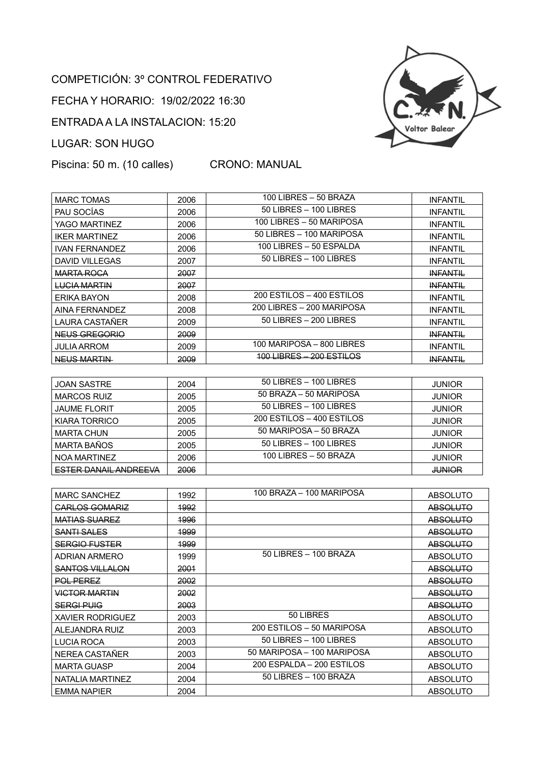COMPETICIÓN: 3º CONTROL FEDERATIVO

FECHA Y HORARIO: 19/02/2022 16:30

ENTRADA A LA INSTALACION: 15:20

LUGAR: SON HUGO

Piscina: 50 m. (10 calles) CRONO: MANUAL

| | | | |
|---|---|---|---|
| MARC TOMAS | 2006 | 100 LIBRES – 50 BRAZA | INFANTIL |
| PAU SOCÍAS | 2006 | 50 LIBRES – 100 LIBRES | INFANTIL |
| YAGO MARTINEZ | 2006 | 100 LIBRES – 50 MARIPOSA | INFANTIL |
| IKER MARTINEZ | 2006 | 50 LIBRES – 100 MARIPOSA | INFANTIL |
| IVAN FERNANDEZ | 2006 | 100 LIBRES – 50 ESPALDA | INFANTIL |
| DAVID VILLEGAS | 2007 | 50 LIBRES – 100 LIBRES | INFANTIL |
| ~~MARTA ROCA~~ | ~~2007~~ | | ~~INFANTIL~~ |
| ~~LUCIA MARTIN~~ | ~~2007~~ | | ~~INFANTIL~~ |
| ERIKA BAYON | 2008 | 200 ESTILOS – 400 ESTILOS | INFANTIL |
| AINA FERNANDEZ | 2008 | 200 LIBRES – 200 MARIPOSA | INFANTIL |
| LAURA CASTAÑER | 2009 | 50 LIBRES – 200 LIBRES | INFANTIL |
| ~~NEUS GREGORIO~~ | ~~2009~~ | | ~~INFANTIL~~ |
| JULIA ARROM | 2009 | 100 MARIPOSA – 800 LIBRES | INFANTIL |
| ~~NEUS MARTIN~~ | ~~2009~~ | ~~100 LIBRES – 200 ESTILOS~~ | ~~INFANTIL~~ |

| | | | |
|---|---|---|---|
| JOAN SASTRE | 2004 | 50 LIBRES – 100 LIBRES | JUNIOR |
| MARCOS RUIZ | 2005 | 50 BRAZA – 50 MARIPOSA | JUNIOR |
| JAUME FLORIT | 2005 | 50 LIBRES – 100 LIBRES | JUNIOR |
| KIARA TORRICO | 2005 | 200 ESTILOS – 400 ESTILOS | JUNIOR |
| MARTA CHUN | 2005 | 50 MARIPOSA – 50 BRAZA | JUNIOR |
| MARTA BAÑOS | 2005 | 50 LIBRES – 100 LIBRES | JUNIOR |
| NOA MARTINEZ | 2006 | 100 LIBRES – 50 BRAZA | JUNIOR |
| ~~ESTER DANAIL ANDREEVA~~ | ~~2006~~ | | ~~JUNIOR~~ |

| | | | |
|---|---|---|---|
| MARC SANCHEZ | 1992 | 100 BRAZA – 100 MARIPOSA | ABSOLUTO |
| ~~CARLOS GOMARIZ~~ | ~~1992~~ | | ~~ABSOLUTO~~ |
| ~~MATIAS SUAREZ~~ | ~~1996~~ | | ~~ABSOLUTO~~ |
| ~~SANTI SALES~~ | ~~1999~~ | | ~~ABSOLUTO~~ |
| ~~SERGIO FUSTER~~ | ~~1999~~ | | ~~ABSOLUTO~~ |
| ADRIAN ARMERO | 1999 | 50 LIBRES – 100 BRAZA | ABSOLUTO |
| ~~SANTOS VILLALON~~ | ~~2001~~ | | ~~ABSOLUTO~~ |
| ~~POL PEREZ~~ | ~~2002~~ | | ~~ABSOLUTO~~ |
| ~~VICTOR MARTIN~~ | ~~2002~~ | | ~~ABSOLUTO~~ |
| ~~SERGI PUIG~~ | ~~2003~~ | | ~~ABSOLUTO~~ |
| XAVIER RODRIGUEZ | 2003 | 50 LIBRES | ABSOLUTO |
| ALEJANDRA RUIZ | 2003 | 200 ESTILOS – 50 MARIPOSA | ABSOLUTO |
| LUCIA ROCA | 2003 | 50 LIBRES – 100 LIBRES | ABSOLUTO |
| NEREA CASTAÑER | 2003 | 50 MARIPOSA – 100 MARIPOSA | ABSOLUTO |
| MARTA GUASP | 2004 | 200 ESPALDA – 200 ESTILOS | ABSOLUTO |
| NATALIA MARTINEZ | 2004 | 50 LIBRES – 100 BRAZA | ABSOLUTO |
| EMMA NAPIER | 2004 | | ABSOLUTO |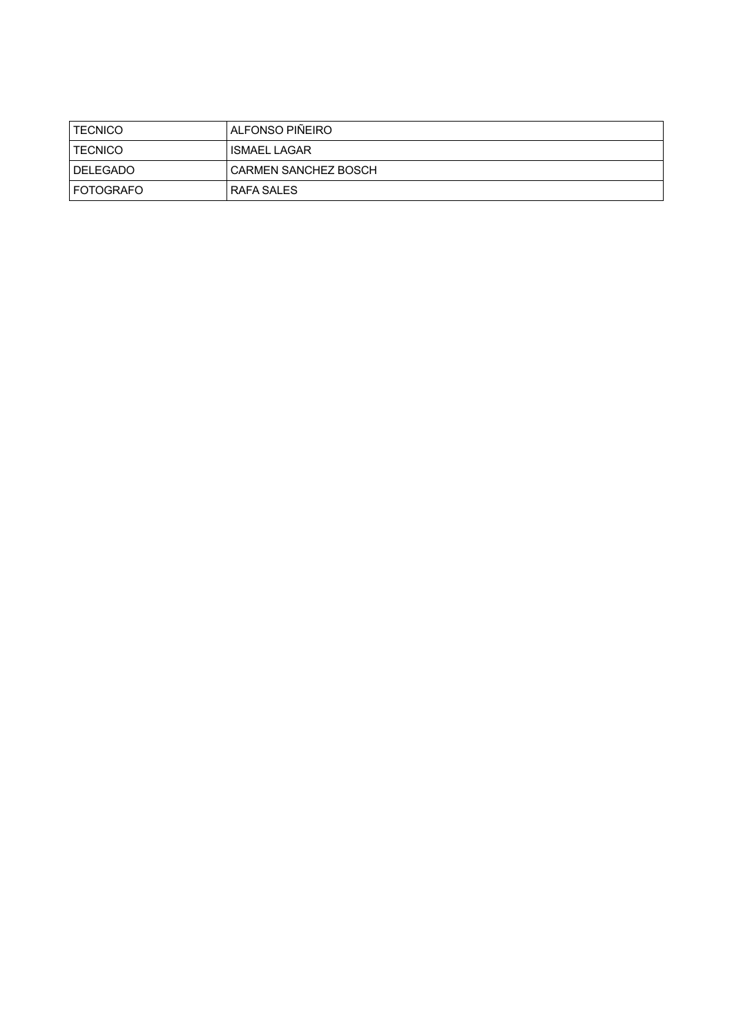| | |
|---|---|
| TECNICO | ALFONSO PIÑEIRO |
| TECNICO | ISMAEL LAGAR |
| DELEGADO | CARMEN SANCHEZ BOSCH |
| FOTOGRAFO | RAFA SALES |